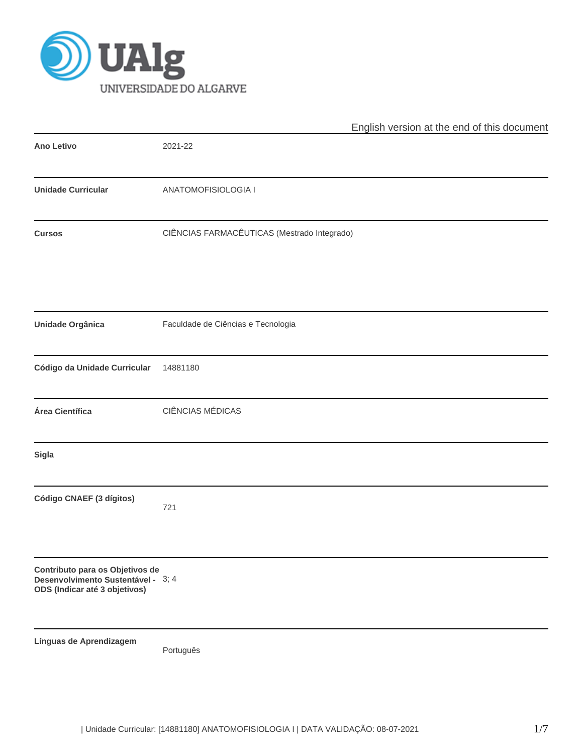English version at the end of this document

| | |
|---|---|
| **Ano Letivo** | 2021-22 |
| **Unidade Curricular** | ANATOMOFISIOLOGIA I |
| **Cursos** | CIÊNCIAS FARMACÊUTICAS (Mestrado Integrado) |
| **Unidade Orgânica** | Faculdade de Ciências e Tecnologia |
| **Código da Unidade Curricular** | 14881180 |
| **Área Científica** | CIÊNCIAS MÉDICAS |
| **Sigla** | |
| **Código CNAEF (3 dígitos)** | 721 |
| **Contributo para os Objetivos de Desenvolvimento Sustentável - ODS (Indicar até 3 objetivos)** | 3; 4 |
| **Línguas de Aprendizagem** | Português |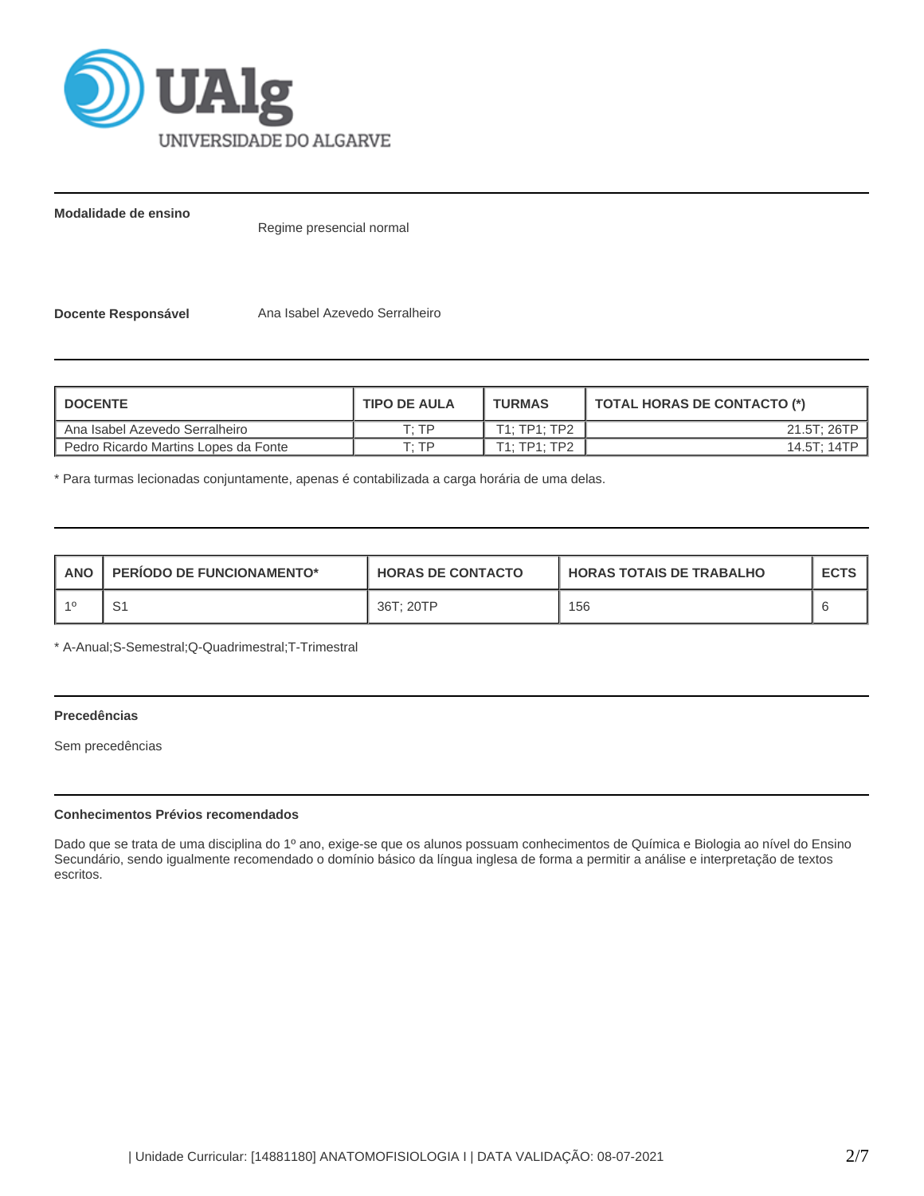**Modalidade de ensino**

Regime presencial normal

**Docente Responsável**

Ana Isabel Azevedo Serralheiro

| DOCENTE | TIPO DE AULA | TURMAS | TOTAL HORAS DE CONTACTO (*) |
|---|---|---|---|
| Ana Isabel Azevedo Serralheiro | T; TP | T1; TP1; TP2 | 21.5T; 26TP |
| Pedro Ricardo Martins Lopes da Fonte | T; TP | T1; TP1; TP2 | 14.5T; 14TP |

* Para turmas lecionadas conjuntamente, apenas é contabilizada a carga horária de uma delas.

| ANO | PERÍODO DE FUNCIONAMENTO* | HORAS DE CONTACTO | HORAS TOTAIS DE TRABALHO | ECTS |
|---|---|---|---|---|
| 1º | S1 | 36T; 20TP | 156 | 6 |

* A-Anual;S-Semestral;Q-Quadrimestral;T-Trimestral

**Precedências**

Sem precedências

**Conhecimentos Prévios recomendados**

Dado que se trata de uma disciplina do 1º ano, exige-se que os alunos possuam conhecimentos de Química e Biologia ao nível do Ensino Secundário, sendo igualmente recomendado o domínio básico da língua inglesa de forma a permitir a análise e interpretação de textos escritos.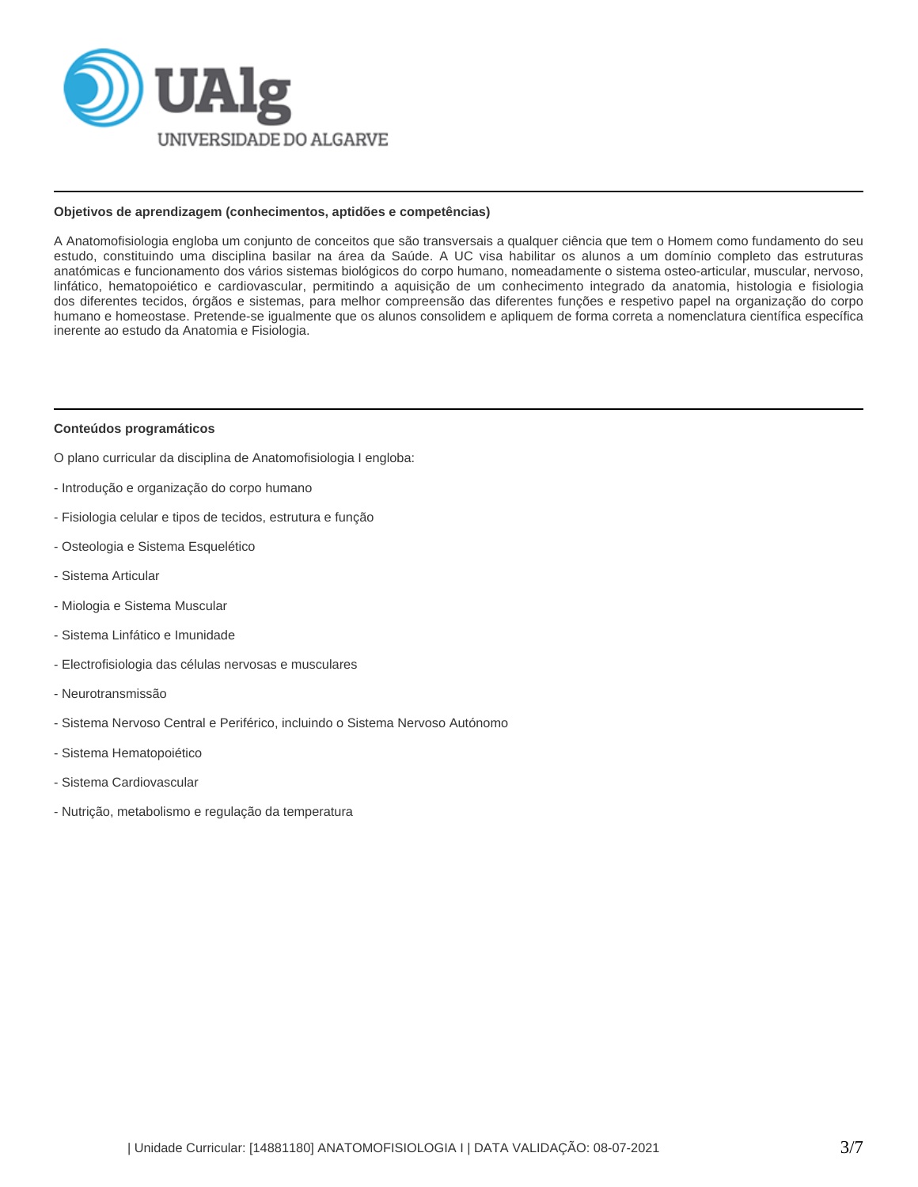**Objetivos de aprendizagem (conhecimentos, aptidões e competências)**

A Anatomofisiologia engloba um conjunto de conceitos que são transversais a qualquer ciência que tem o Homem como fundamento do seu estudo, constituindo uma disciplina basilar na área da Saúde. A UC visa habilitar os alunos a um domínio completo das estruturas anatómicas e funcionamento dos vários sistemas biológicos do corpo humano, nomeadamente o sistema osteo-articular, muscular, nervoso, linfático, hematopoiético e cardiovascular, permitindo a aquisição de um conhecimento integrado da anatomia, histologia e fisiologia dos diferentes tecidos, órgãos e sistemas, para melhor compreensão das diferentes funções e respetivo papel na organização do corpo humano e homeostase. Pretende-se igualmente que os alunos consolidem e apliquem de forma correta a nomenclatura científica específica inerente ao estudo da Anatomia e Fisiologia.

**Conteúdos programáticos**

O plano curricular da disciplina de Anatomofisiologia I engloba:

- Introdução e organização do corpo humano
- Fisiologia celular e tipos de tecidos, estrutura e função
- Osteologia e Sistema Esquelético
- Sistema Articular
- Miologia e Sistema Muscular
- Sistema Linfático e Imunidade
- Electrofisiologia das células nervosas e musculares
- Neurotransmissão
- Sistema Nervoso Central e Periférico, incluindo o Sistema Nervoso Autónomo
- Sistema Hematopoiético
- Sistema Cardiovascular
- Nutrição, metabolismo e regulação da temperatura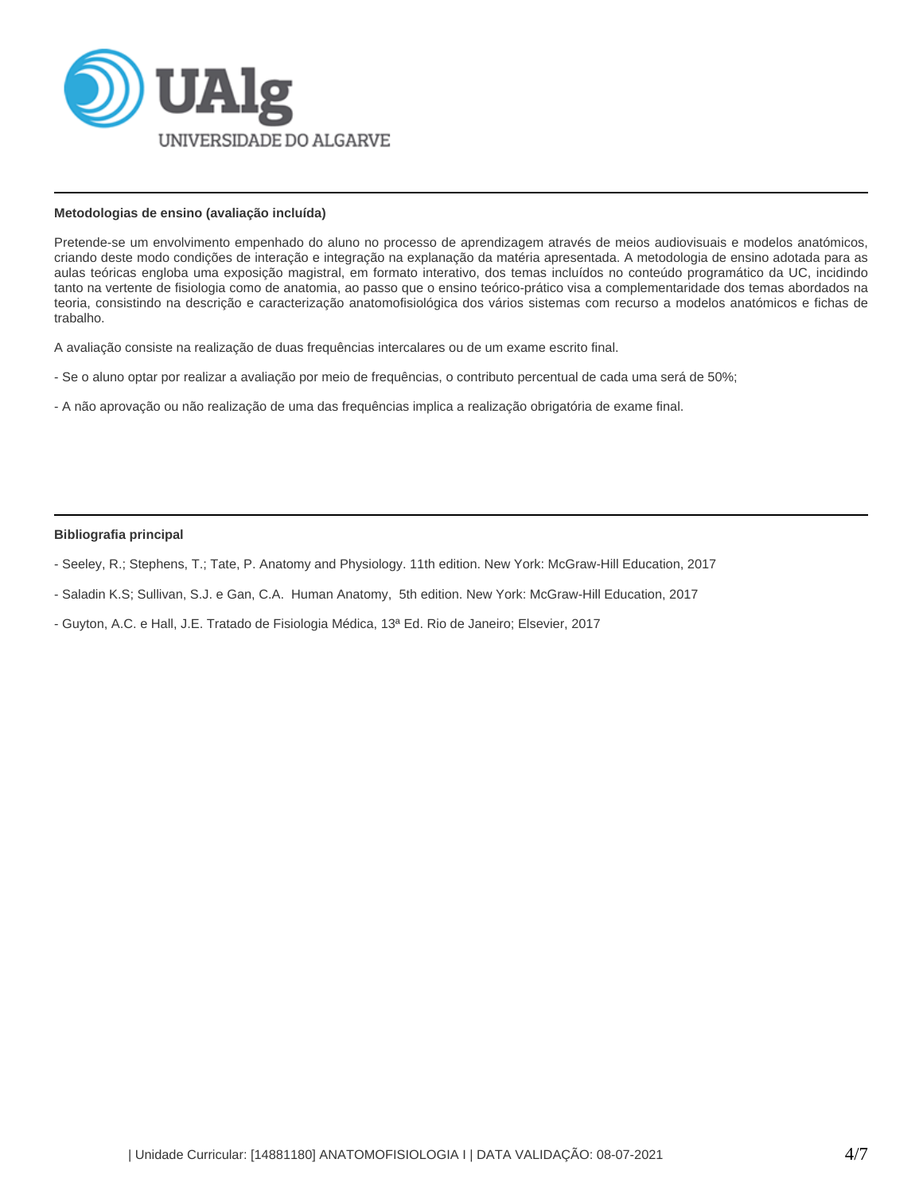### Metodologias de ensino (avaliação incluída)

Pretende-se um envolvimento empenhado do aluno no processo de aprendizagem através de meios audiovisuais e modelos anatómicos, criando deste modo condições de interação e integração na explanação da matéria apresentada. A metodologia de ensino adotada para as aulas teóricas engloba uma exposição magistral, em formato interativo, dos temas incluídos no conteúdo programático da UC, incidindo tanto na vertente de fisiologia como de anatomia, ao passo que o ensino teórico-prático visa a complementaridade dos temas abordados na teoria, consistindo na descrição e caracterização anatomofisiológica dos vários sistemas com recurso a modelos anatómicos e fichas de trabalho.

A avaliação consiste na realização de duas frequências intercalares ou de um exame escrito final.

- Se o aluno optar por realizar a avaliação por meio de frequências, o contributo percentual de cada uma será de 50%;

- A não aprovação ou não realização de uma das frequências implica a realização obrigatória de exame final.

### Bibliografia principal

- Seeley, R.; Stephens, T.; Tate, P. Anatomy and Physiology. 11th edition. New York: McGraw-Hill Education, 2017

- Saladin K.S; Sullivan, S.J. e Gan, C.A. Human Anatomy, 5th edition. New York: McGraw-Hill Education, 2017

- Guyton, A.C. e Hall, J.E. Tratado de Fisiologia Médica, 13ª Ed. Rio de Janeiro; Elsevier, 2017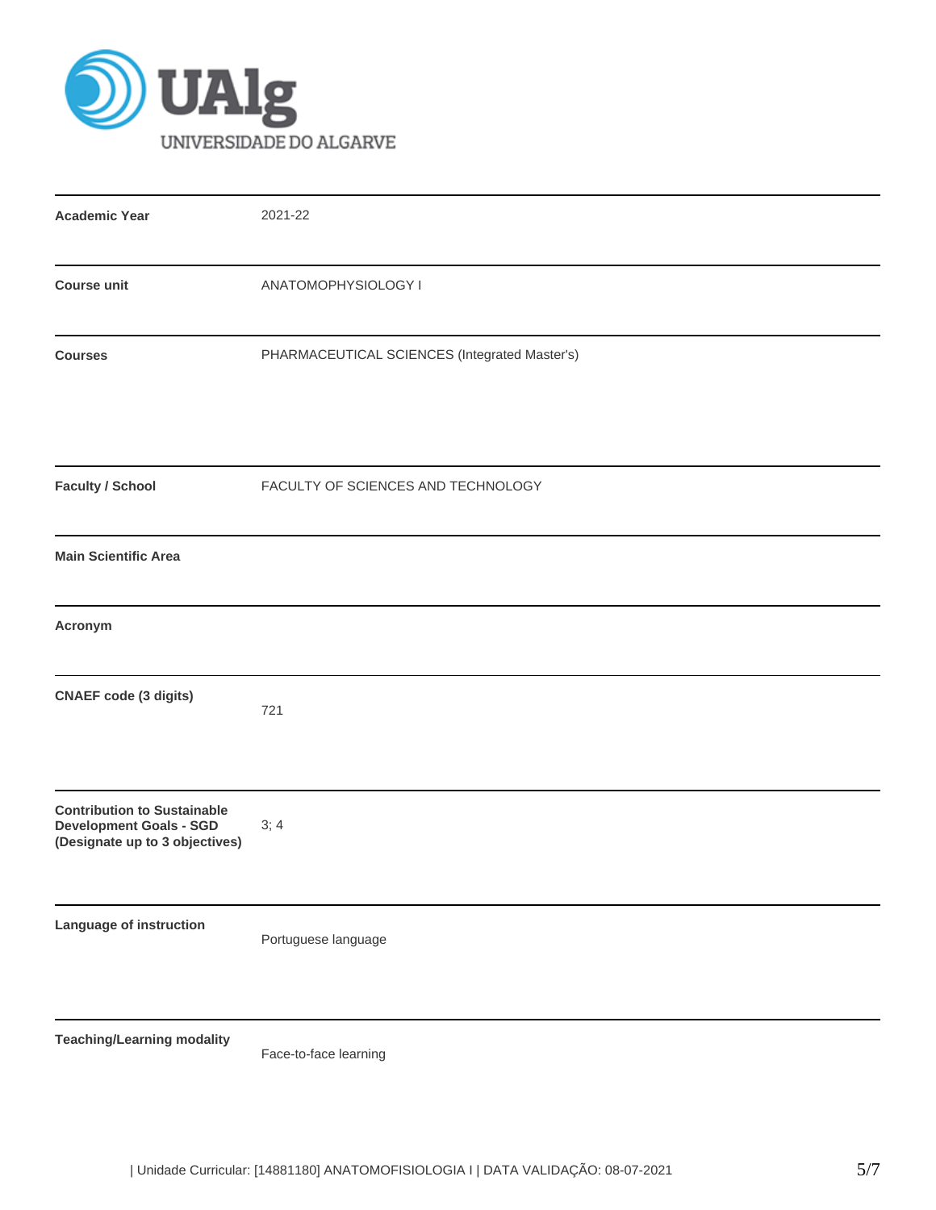| Academic Year | 2021-22 |
| --- | --- |
| Course unit | ANATOMOPHYSIOLOGY I |
| Courses | PHARMACEUTICAL SCIENCES (Integrated Master's) |
| Faculty / School | FACULTY OF SCIENCES AND TECHNOLOGY |
| Main Scientific Area | |
| Acronym | |
| CNAEF code (3 digits) | 721 |
| Contribution to Sustainable Development Goals - SGD (Designate up to 3 objectives) | 3; 4 |
| Language of instruction | Portuguese language |
| Teaching/Learning modality | Face-to-face learning |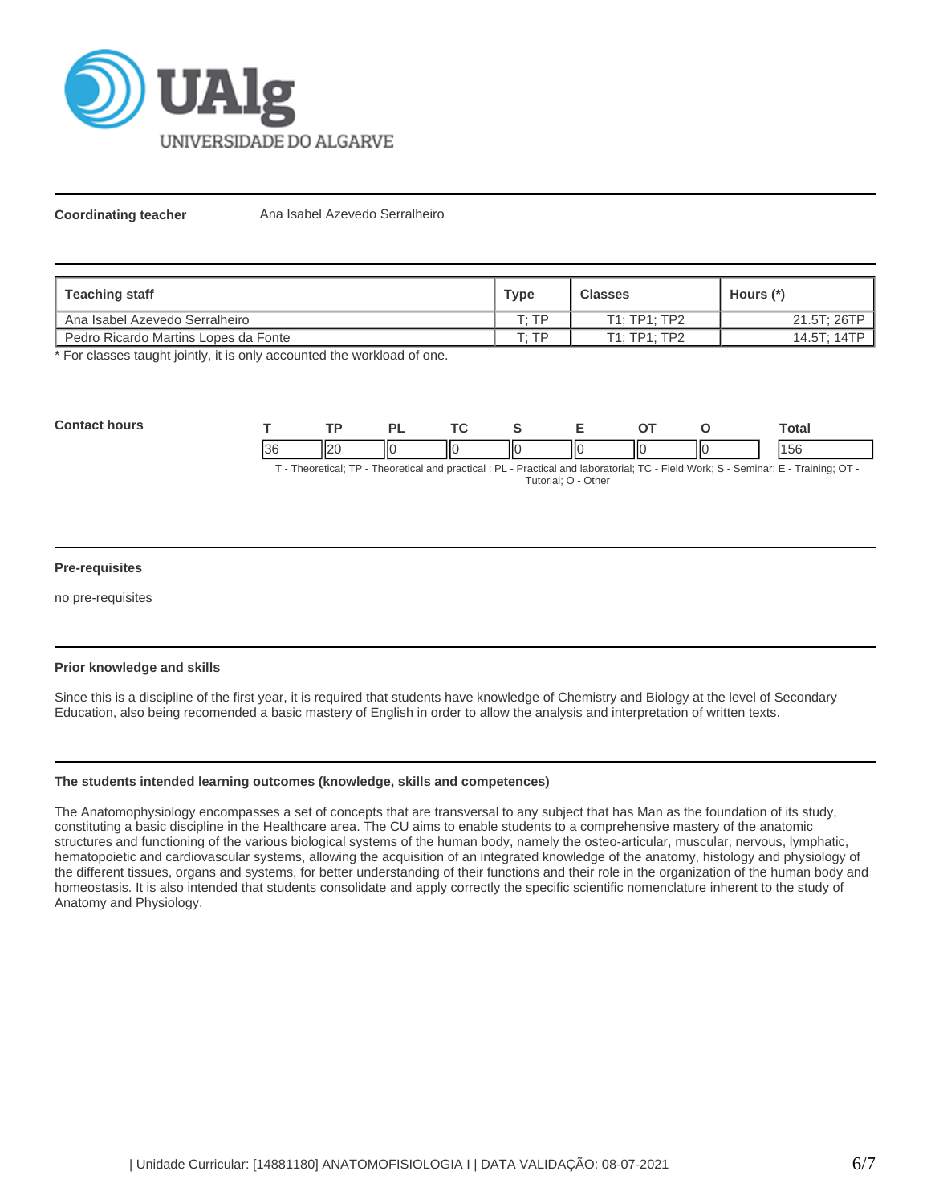**Coordinating teacher** Ana Isabel Azevedo Serralheiro

| Teaching staff | Type | Classes | Hours (*) |
|---|---|---|---|
| Ana Isabel Azevedo Serralheiro | T; TP | T1; TP1; TP2 | 21.5T; 26TP |
| Pedro Ricardo Martins Lopes da Fonte | T; TP | T1; TP1; TP2 | 14.5T; 14TP |

\* For classes taught jointly, it is only accounted the workload of one.

**Contact hours**

| T | TP | PL | TC | S | E | OT | O | Total |
|---|---|---|---|---|---|---|---|---|
| 36 | 20 | 0 | 0 | 0 | 0 | 0 | 0 | 156 |

T - Theoretical; TP - Theoretical and practical ; PL - Practical and laboratorial; TC - Field Work; S - Seminar; E - Training; OT - Tutorial; O - Other

### Pre-requisites

no pre-requisites

### Prior knowledge and skills

Since this is a discipline of the first year, it is required that students have knowledge of Chemistry and Biology at the level of Secondary Education, also being recomended a basic mastery of English in order to allow the analysis and interpretation of written texts.

### The students intended learning outcomes (knowledge, skills and competences)

The Anatomophysiology encompasses a set of concepts that are transversal to any subject that has Man as the foundation of its study, constituting a basic discipline in the Healthcare area. The CU aims to enable students to a comprehensive mastery of the anatomic structures and functioning of the various biological systems of the human body, namely the osteo-articular, muscular, nervous, lymphatic, hematopoietic and cardiovascular systems, allowing the acquisition of an integrated knowledge of the anatomy, histology and physiology of the different tissues, organs and systems, for better understanding of their functions and their role in the organization of the human body and homeostasis. It is also intended that students consolidate and apply correctly the specific scientific nomenclature inherent to the study of Anatomy and Physiology.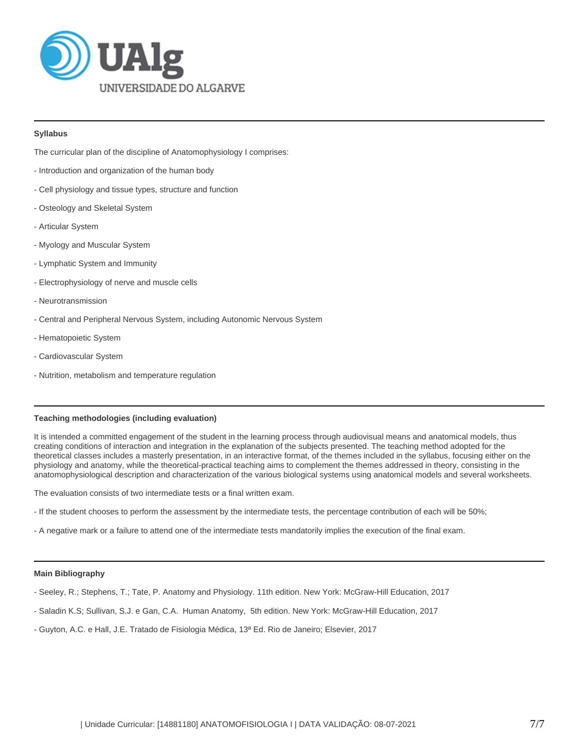## Syllabus

The curricular plan of the discipline of Anatomophysiology I comprises:

- Introduction and organization of the human body
- Cell physiology and tissue types, structure and function
- Osteology and Skeletal System
- Articular System
- Myology and Muscular System
- Lymphatic System and Immunity
- Electrophysiology of nerve and muscle cells
- Neurotransmission
- Central and Peripheral Nervous System, including Autonomic Nervous System
- Hematopoietic System
- Cardiovascular System
- Nutrition, metabolism and temperature regulation

## Teaching methodologies (including evaluation)

It is intended a committed engagement of the student in the learning process through audiovisual means and anatomical models, thus creating conditions of interaction and integration in the explanation of the subjects presented. The teaching method adopted for the theoretical classes includes a masterly presentation, in an interactive format, of the themes included in the syllabus, focusing either on the physiology and anatomy, while the theoretical-practical teaching aims to complement the themes addressed in theory, consisting in the anatomophysiological description and characterization of the various biological systems using anatomical models and several worksheets.

The evaluation consists of two intermediate tests or a final written exam.

- If the student chooses to perform the assessment by the intermediate tests, the percentage contribution of each will be 50%;
- A negative mark or a failure to attend one of the intermediate tests mandatorily implies the execution of the final exam.

## Main Bibliography

- Seeley, R.; Stephens, T.; Tate, P. Anatomy and Physiology. 11th edition. New York: McGraw-Hill Education, 2017
- Saladin K.S; Sullivan, S.J. e Gan, C.A. Human Anatomy, 5th edition. New York: McGraw-Hill Education, 2017
- Guyton, A.C. e Hall, J.E. Tratado de Fisiologia Médica, 13ª Ed. Rio de Janeiro; Elsevier, 2017